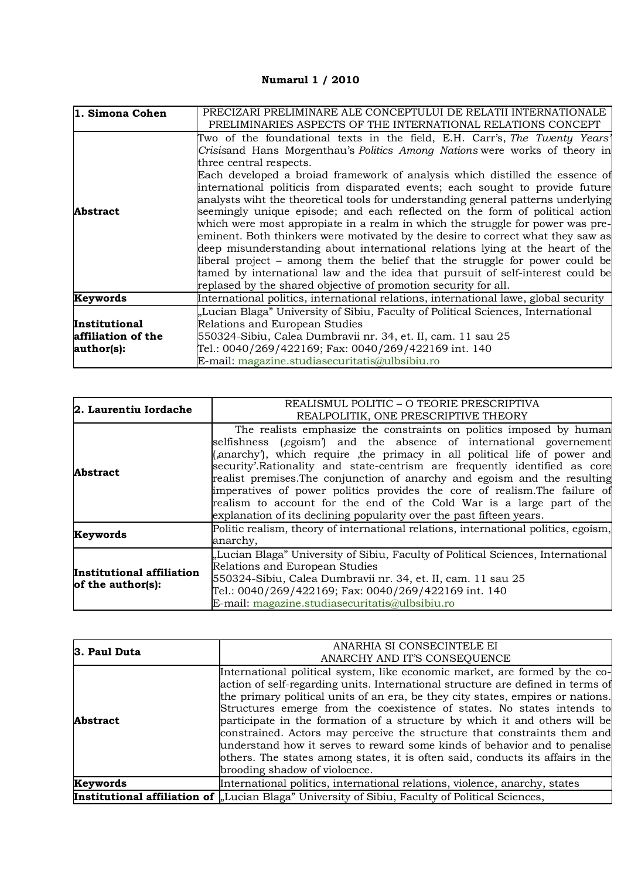**Numarul 1 / 2010**

| **1. Simona Cohen** | PRECIZARI PRELIMINARE ALE CONCEPTULUI DE RELATII INTERNATIONALE<br>PRELIMINARIES ASPECTS OF THE INTERNATIONAL RELATIONS CONCEPT |
|---|---|
| **Abstract** | Two of the foundational texts in the field, E.H. Carr's, *The Twenty Years' Crisis*and Hans Morgenthau's *Politics Among Nations* were works of theory in three central respects.<br>Each developed a broiad framework of analysis which distilled the essence of international politicis from disparated events; each sought to provide future analysts wiht the theoretical tools for understanding general patterns underlying seemingly unique episode; and each reflected on the form of political action which were most appropiate in a realm in which the struggle for power was pre-eminent. Both thinkers were motivated by the desire to correct what they saw as deep misunderstanding about international relations lying at the heart of the liberal project – among them the belief that the struggle for power could be tamed by international law and the idea that pursuit of self-interest could be replased by the shared objective of promotion security for all. |
| **Keywords** | International politics, international relations, international lawe, global security |
| **Institutional affiliation of the author(s):** | „Lucian Blaga" University of Sibiu, Faculty of Political Sciences, International Relations and European Studies<br>550324-Sibiu, Calea Dumbravii nr. 34, et. II, cam. 11 sau 25<br>Tel.: 0040/269/422169; Fax: 0040/269/422169 int. 140<br>E-mail: magazine.studiasecuritatis@ulbsibiu.ro |

| **2. Laurentiu Iordache** | REALISMUL POLITIC – O TEORIE PRESCRIPTIVA<br>REALPOLITIK, ONE PRESCRIPTIVE THEORY |
|---|---|
| **Abstract** | The realists emphasize the constraints on politics imposed by human selfishness (‚egoism') and the absence of international governement (‚anarchy'), which require ‚the primacy in all political life of power and security'.Rationality and state-centrism are frequently identified as core realist premises.The conjunction of anarchy and egoism and the resulting imperatives of power politics provides the core of realism.The failure of realism to account for the end of the Cold War is a large part of the explanation of its declining popularity over the past fifteen years. |
| **Keywords** | Politic realism, theory of international relations, international politics, egoism, anarchy, |
| **Institutional affiliation of the author(s):** | „Lucian Blaga" University of Sibiu, Faculty of Political Sciences, International Relations and European Studies<br>550324-Sibiu, Calea Dumbravii nr. 34, et. II, cam. 11 sau 25<br>Tel.: 0040/269/422169; Fax: 0040/269/422169 int. 140<br>E-mail: magazine.studiasecuritatis@ulbsibiu.ro |

| **3. Paul Duta** | ANARHIA SI CONSECINTELE EI<br>ANARCHY AND IT'S CONSEQUENCE |
|---|---|
| **Abstract** | International political system, like economic market, are formed by the co-action of self-regarding units. International structure are defined in terms of the primary political units of an era, be they city states, empires or nations. Structures emerge from the coexistence of states. No states intends to participate in the formation of a structure by which it and others will be constrained. Actors may perceive the structure that constraints them and understand how it serves to reward some kinds of behavior and to penalise others. The states among states, it is often said, conducts its affairs in the brooding shadow of violoence. |
| **Keywords** | International politics, international relations, violence, anarchy, states |
| **Institutional affiliation of** | „Lucian Blaga" University of Sibiu, Faculty of Political Sciences, |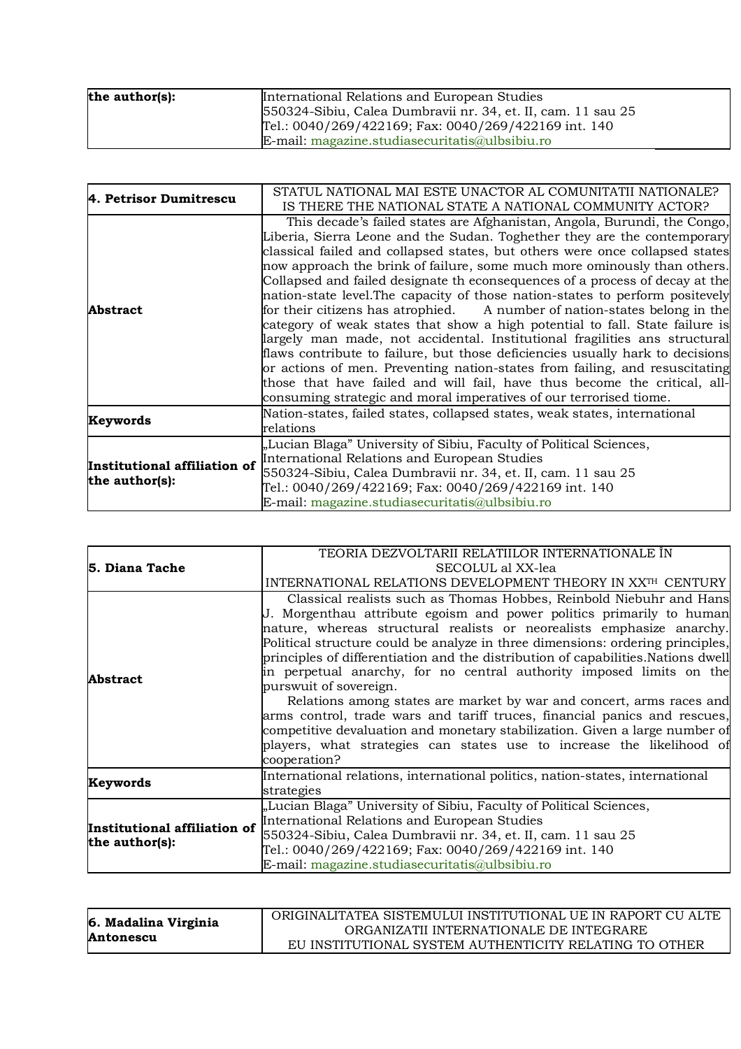| the author(s): | International Relations and European Studies<br>550324-Sibiu, Calea Dumbravii nr. 34, et. II, cam. 11 sau 25<br>Tel.: 0040/269/422169; Fax: 0040/269/422169 int. 140<br>E-mail: magazine.studiasecuritatis@ulbsibiu.ro |
|---|---|

| 4. Petrisor Dumitrescu | STATUL NATIONAL MAI ESTE UNACTOR AL COMUNITATII NATIONALE?<br>IS THERE THE NATIONAL STATE A NATIONAL COMMUNITY ACTOR? |
|---|---|
| Abstract | This decade's failed states are Afghanistan, Angola, Burundi, the Congo, Liberia, Sierra Leone and the Sudan. Toghether they are the contemporary classical failed and collapsed states, but others were once collapsed states now approach the brink of failure, some much more ominously than others. Collapsed and failed designate th econsequences of a process of decay at the nation-state level.The capacity of those nation-states to perform positevely for their citizens has atrophied. A number of nation-states belong in the category of weak states that show a high potential to fall. State failure is largely man made, not accidental. Institutional fragilities ans structural flaws contribute to failure, but those deficiencies usually hark to decisions or actions of men. Preventing nation-states from failing, and resuscitating those that have failed and will fail, have thus become the critical, all-consuming strategic and moral imperatives of our terrorised tiome. |
| Keywords | Nation-states, failed states, collapsed states, weak states, international relations |
| Institutional affiliation of the author(s): | „Lucian Blaga" University of Sibiu, Faculty of Political Sciences, International Relations and European Studies<br>550324-Sibiu, Calea Dumbravii nr. 34, et. II, cam. 11 sau 25<br>Tel.: 0040/269/422169; Fax: 0040/269/422169 int. 140<br>E-mail: magazine.studiasecuritatis@ulbsibiu.ro |

| 5. Diana Tache | TEORIA DEZVOLTARII RELATIILOR INTERNATIONALE ÎN SECOLUL al XX-lea<br>INTERNATIONAL RELATIONS DEVELOPMENT THEORY IN XXTH CENTURY |
|---|---|
| Abstract | Classical realists such as Thomas Hobbes, Reinbold Niebuhr and Hans J. Morgenthau attribute egoism and power politics primarily to human nature, whereas structural realists or neorealists emphasize anarchy. Political structure could be analyze in three dimensions: ordering principles, principles of differentiation and the distribution of capabilities.Nations dwell in perpetual anarchy, for no central authority imposed limits on the purswuit of sovereign.<br>Relations among states are market by war and concert, arms races and arms control, trade wars and tariff truces, financial panics and rescues, competitive devaluation and monetary stabilization. Given a large number of players, what strategies can states use to increase the likelihood of cooperation? |
| Keywords | International relations, international politics, nation-states, international strategies |
| Institutional affiliation of the author(s): | „Lucian Blaga" University of Sibiu, Faculty of Political Sciences, International Relations and European Studies<br>550324-Sibiu, Calea Dumbravii nr. 34, et. II, cam. 11 sau 25<br>Tel.: 0040/269/422169; Fax: 0040/269/422169 int. 140<br>E-mail: magazine.studiasecuritatis@ulbsibiu.ro |

| 6. Madalina Virginia Antonescu | ORIGINALITATEA SISTEMULUI INSTITUTIONAL UE IN RAPORT CU ALTE ORGANIZATII INTERNATIONALE DE INTEGRARE<br>EU INSTITUTIONAL SYSTEM AUTHENTICITY RELATING TO OTHER |
|---|---|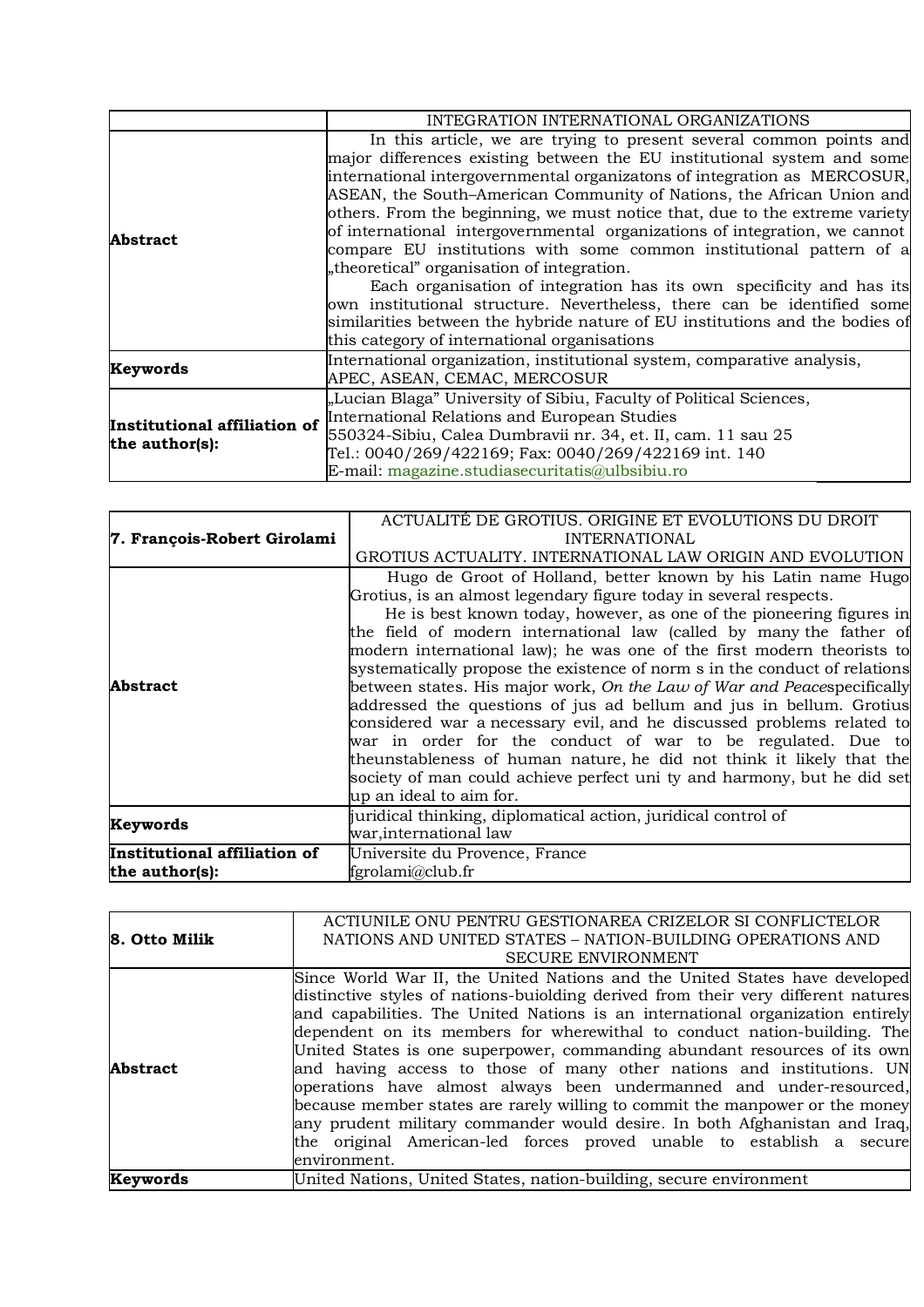| | INTEGRATION INTERNATIONAL ORGANIZATIONS |
|---|---|
| **Abstract** | In this article, we are trying to present several common points and major differences existing between the EU institutional system and some international intergovernmental organizatons of integration as MERCOSUR, ASEAN, the South–American Community of Nations, the African Union and others. From the beginning, we must notice that, due to the extreme variety of international intergovernmental organizations of integration, we cannot compare EU institutions with some common institutional pattern of a „theoretical" organisation of integration. Each organisation of integration has its own specificity and has its own institutional structure. Nevertheless, there can be identified some similarities between the hybride nature of EU institutions and the bodies of this category of international organisations |
| **Keywords** | International organization, institutional system, comparative analysis, APEC, ASEAN, CEMAC, MERCOSUR |
| **Institutional affiliation of the author(s):** | „Lucian Blaga" University of Sibiu, Faculty of Political Sciences, International Relations and European Studies 550324-Sibiu, Calea Dumbravii nr. 34, et. II, cam. 11 sau 25 Tel.: 0040/269/422169; Fax: 0040/269/422169 int. 140 E-mail: magazine.studiasecuritatis@ulbsibiu.ro |

| **7. François-Robert Girolami** | ACTUALITÉ DE GROTIUS. ORIGINE ET EVOLUTIONS DU DROIT INTERNATIONAL GROTIUS ACTUALITY. INTERNATIONAL LAW ORIGIN AND EVOLUTION |
|---|---|
| **Abstract** | Hugo de Groot of Holland, better known by his Latin name Hugo Grotius, is an almost legendary figure today in several respects. He is best known today, however, as one of the pioneering figures in the field of modern international law (called by many the father of modern international law); he was one of the first modern theorists to systematically propose the existence of norm s in the conduct of relations between states. His major work, *On the Law of War and Peace*specifically addressed the questions of jus ad bellum and jus in bellum. Grotius considered war a necessary evil, and he discussed problems related to war in order for the conduct of war to be regulated. Due to theunstableness of human nature, he did not think it likely that the society of man could achieve perfect uni ty and harmony, but he did set up an ideal to aim for. |
| **Keywords** | juridical thinking, diplomatical action, juridical control of war,international law |
| **Institutional affiliation of the author(s):** | Universite du Provence, France fgrolami@club.fr |

| **8. Otto Milik** | ACTIUNILE ONU PENTRU GESTIONAREA CRIZELOR SI CONFLICTELOR NATIONS AND UNITED STATES – NATION-BUILDING OPERATIONS AND SECURE ENVIRONMENT |
|---|---|
| **Abstract** | Since World War II, the United Nations and the United States have developed distinctive styles of nations-buiolding derived from their very different natures and capabilities. The United Nations is an international organization entirely dependent on its members for wherewithal to conduct nation-building. The United States is one superpower, commanding abundant resources of its own and having access to those of many other nations and institutions. UN operations have almost always been undermanned and under-resourced, because member states are rarely willing to commit the manpower or the money any prudent military commander would desire. In both Afghanistan and Iraq, the original American-led forces proved unable to establish a secure environment. |
| **Keywords** | United Nations, United States, nation-building, secure environment |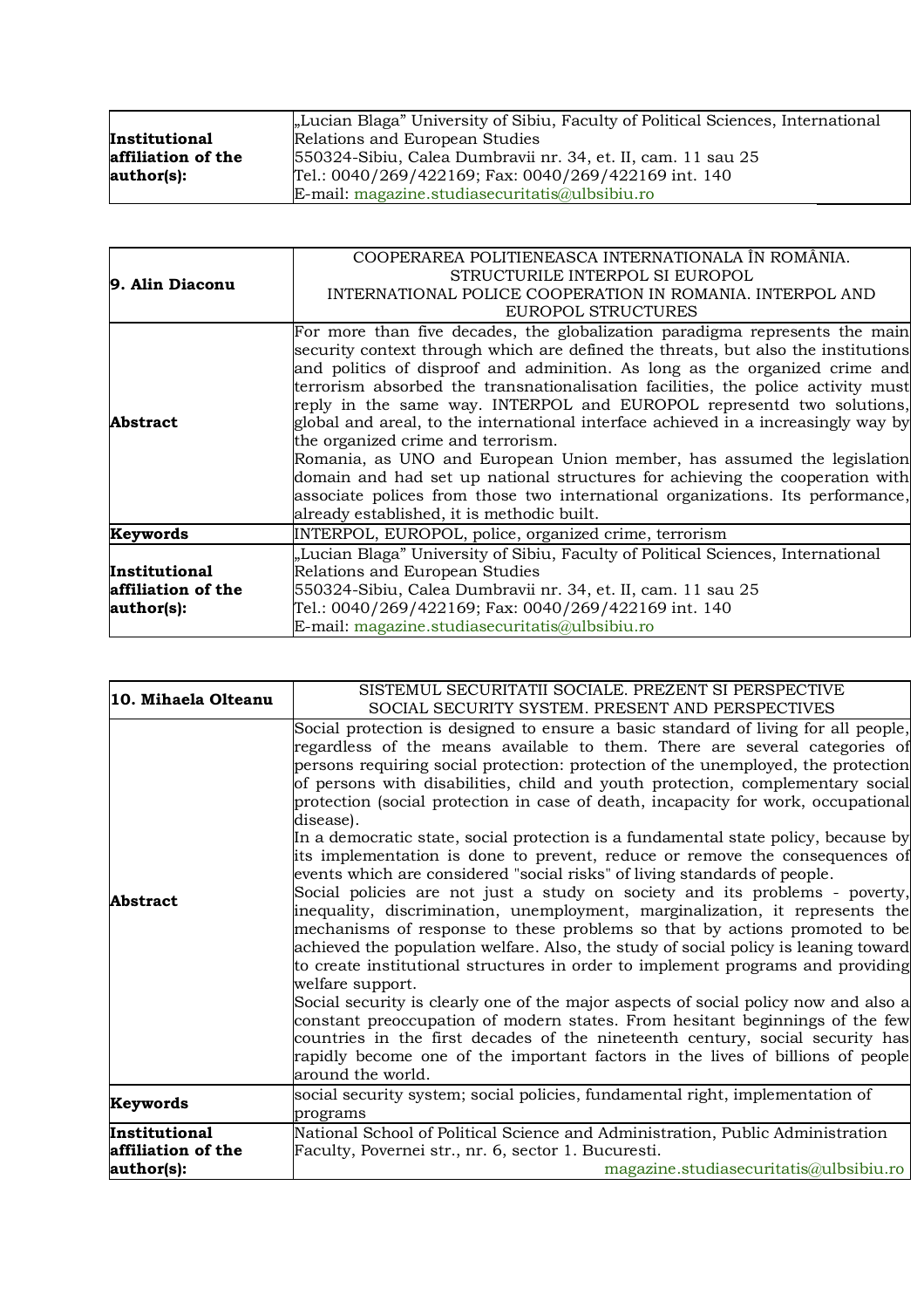| Institutional affiliation of the author(s): | „Lucian Blaga" University of Sibiu, Faculty of Political Sciences, International Relations and European Studies<br>550324-Sibiu, Calea Dumbravii nr. 34, et. II, cam. 11 sau 25<br>Tel.: 0040/269/422169; Fax: 0040/269/422169 int. 140<br>E-mail: magazine.studiasecuritatis@ulbsibiu.ro |
|---|---|

| 9. Alin Diaconu | COOPERAREA POLITIENEASCA INTERNATIONALA ÎN ROMÂNIA. STRUCTURILE INTERPOL SI EUROPOL<br>INTERNATIONAL POLICE COOPERATION IN ROMANIA. INTERPOL AND EUROPOL STRUCTURES |
|---|---|
| **Abstract** | For more than five decades, the globalization paradigma represents the main security context through which are defined the threats, but also the institutions and politics of disproof and adminition. As long as the organized crime and terrorism absorbed the transnationalisation facilities, the police activity must reply in the same way. INTERPOL and EUROPOL representd two solutions, global and areal, to the international interface achieved in a increasingly way by the organized crime and terrorism.<br>Romania, as UNO and European Union member, has assumed the legislation domain and had set up national structures for achieving the cooperation with associate polices from those two international organizations. Its performance, already established, it is methodic built. |
| **Keywords** | INTERPOL, EUROPOL, police, organized crime, terrorism |
| **Institutional affiliation of the author(s):** | „Lucian Blaga" University of Sibiu, Faculty of Political Sciences, International Relations and European Studies<br>550324-Sibiu, Calea Dumbravii nr. 34, et. II, cam. 11 sau 25<br>Tel.: 0040/269/422169; Fax: 0040/269/422169 int. 140<br>E-mail: magazine.studiasecuritatis@ulbsibiu.ro |

| 10. Mihaela Olteanu | SISTEMUL SECURITATII SOCIALE. PREZENT SI PERSPECTIVE<br>SOCIAL SECURITY SYSTEM. PRESENT AND PERSPECTIVES |
|---|---|
| **Abstract** | Social protection is designed to ensure a basic standard of living for all people, regardless of the means available to them. There are several categories of persons requiring social protection: protection of the unemployed, the protection of persons with disabilities, child and youth protection, complementary social protection (social protection in case of death, incapacity for work, occupational disease).<br>In a democratic state, social protection is a fundamental state policy, because by its implementation is done to prevent, reduce or remove the consequences of events which are considered "social risks" of living standards of people.<br>Social policies are not just a study on society and its problems - poverty, inequality, discrimination, unemployment, marginalization, it represents the mechanisms of response to these problems so that by actions promoted to be achieved the population welfare. Also, the study of social policy is leaning toward to create institutional structures in order to implement programs and providing welfare support.<br>Social security is clearly one of the major aspects of social policy now and also a constant preoccupation of modern states. From hesitant beginnings of the few countries in the first decades of the nineteenth century, social security has rapidly become one of the important factors in the lives of billions of people around the world. |
| **Keywords** | social security system; social policies, fundamental right, implementation of programs |
| **Institutional affiliation of the author(s):** | National School of Political Science and Administration, Public Administration Faculty, Povernei str., nr. 6, sector 1. Bucuresti.<br>magazine.studiasecuritatis@ulbsibiu.ro |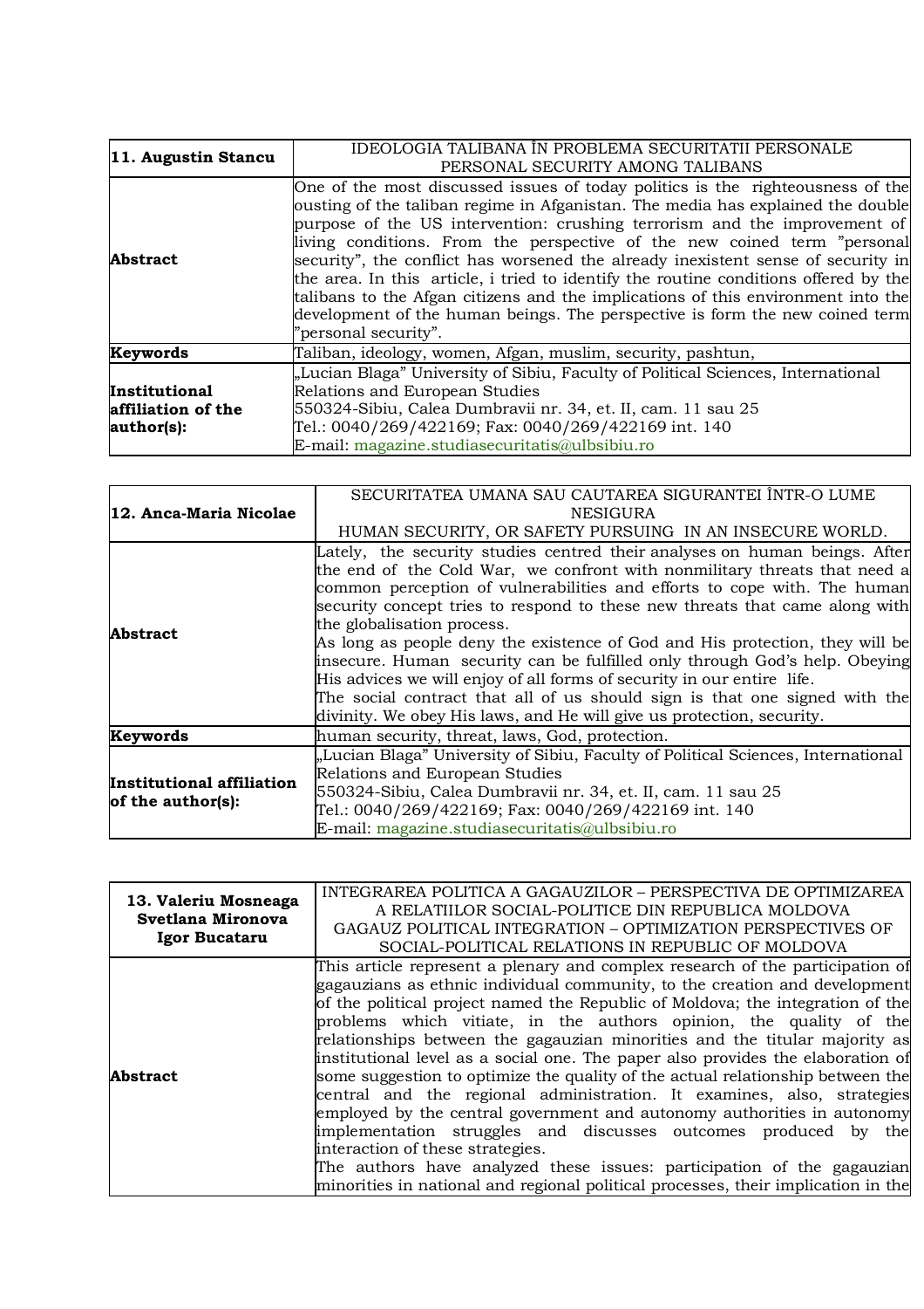| 11. Augustin Stancu | IDEOLOGIA TALIBANA ÎN PROBLEMA SECURITATII PERSONALE<br>PERSONAL SECURITY AMONG TALIBANS |
|---|---|
| **Abstract** | One of the most discussed issues of today politics is the righteousness of the ousting of the taliban regime in Afganistan. The media has explained the double purpose of the US intervention: crushing terrorism and the improvement of living conditions. From the perspective of the new coined term "personal security", the conflict has worsened the already inexistent sense of security in the area. In this article, i tried to identify the routine conditions offered by the talibans to the Afgan citizens and the implications of this environment into the development of the human beings. The perspective is form the new coined term "personal security". |
| **Keywords** | Taliban, ideology, women, Afgan, muslim, security, pashtun, |
| **Institutional affiliation of the author(s):** | „Lucian Blaga" University of Sibiu, Faculty of Political Sciences, International Relations and European Studies<br>550324-Sibiu, Calea Dumbravii nr. 34, et. II, cam. 11 sau 25<br>Tel.: 0040/269/422169; Fax: 0040/269/422169 int. 140<br>E-mail: magazine.studiasecuritatis@ulbsibiu.ro |

| 12. Anca-Maria Nicolae | SECURITATEA UMANA SAU CAUTAREA SIGURANTEI ÎNTR-O LUME NESIGURA<br>HUMAN SECURITY, OR SAFETY PURSUING IN AN INSECURE WORLD. |
|---|---|
| **Abstract** | Lately, the security studies centred their analyses on human beings. After the end of the Cold War, we confront with nonmilitary threats that need a common perception of vulnerabilities and efforts to cope with. The human security concept tries to respond to these new threats that came along with the globalisation process.<br>As long as people deny the existence of God and His protection, they will be insecure. Human security can be fulfilled only through God's help. Obeying His advices we will enjoy of all forms of security in our entire life.<br>The social contract that all of us should sign is that one signed with the divinity. We obey His laws, and He will give us protection, security. |
| **Keywords** | human security, threat, laws, God, protection. |
| **Institutional affiliation of the author(s):** | „Lucian Blaga" University of Sibiu, Faculty of Political Sciences, International Relations and European Studies<br>550324-Sibiu, Calea Dumbravii nr. 34, et. II, cam. 11 sau 25<br>Tel.: 0040/269/422169; Fax: 0040/269/422169 int. 140<br>E-mail: magazine.studiasecuritatis@ulbsibiu.ro |

| 13. Valeriu Mosneaga<br>Svetlana Mironova<br>Igor Bucataru | INTEGRAREA POLITICA A GAGAUZILOR – PERSPECTIVA DE OPTIMIZAREA A RELATIILOR SOCIAL-POLITICE DIN REPUBLICA MOLDOVA<br>GAGAUZ POLITICAL INTEGRATION – OPTIMIZATION PERSPECTIVES OF SOCIAL-POLITICAL RELATIONS IN REPUBLIC OF MOLDOVA |
|---|---|
| **Abstract** | This article represent a plenary and complex research of the participation of gagauzians as ethnic individual community, to the creation and development of the political project named the Republic of Moldova; the integration of the problems which vitiate, in the authors opinion, the quality of the relationships between the gagauzian minorities and the titular majority as institutional level as a social one. The paper also provides the elaboration of some suggestion to optimize the quality of the actual relationship between the central and the regional administration. It examines, also, strategies employed by the central government and autonomy authorities in autonomy implementation struggles and discusses outcomes produced by the interaction of these strategies.<br>The authors have analyzed these issues: participation of the gagauzian minorities in national and regional political processes, their implication in the |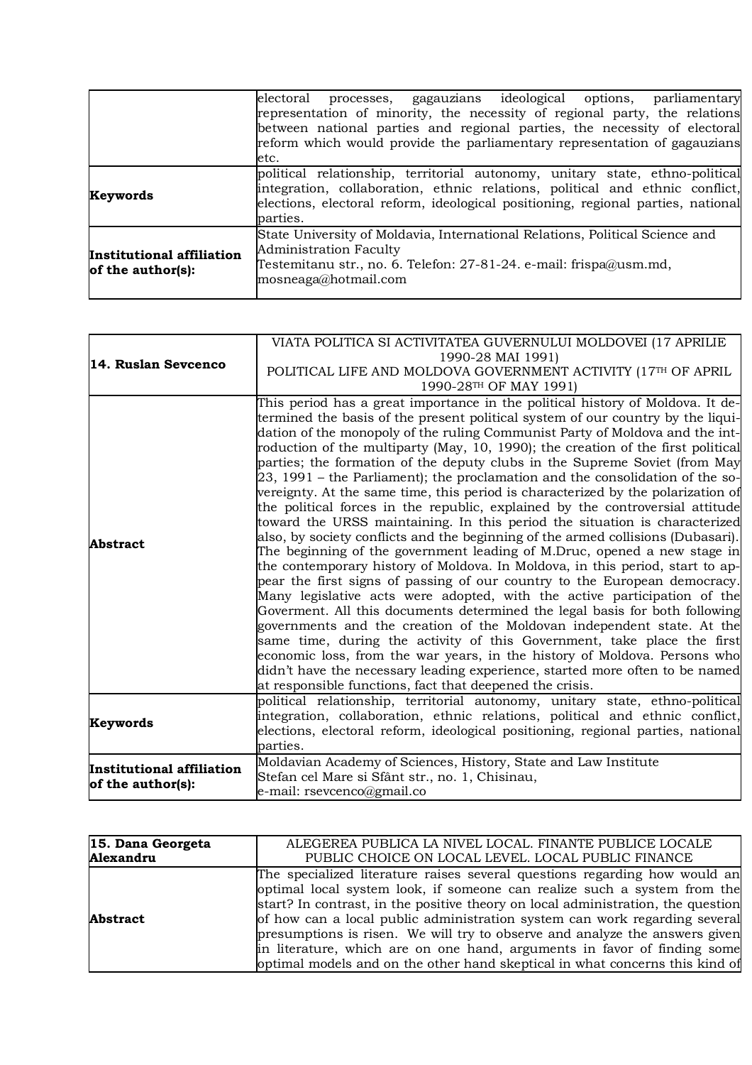| | electoral processes, gagauzians ideological options, parliamentary representation of minority, the necessity of regional party, the relations between national parties and regional parties, the necessity of electoral reform which would provide the parliamentary representation of gagauzians etc. |
|---|---|
| **Keywords** | political relationship, territorial autonomy, unitary state, ethno-political integration, collaboration, ethnic relations, political and ethnic conflict, elections, electoral reform, ideological positioning, regional parties, national parties. |
| **Institutional affiliation of the author(s):** | State University of Moldavia, International Relations, Political Science and Administration Faculty<br>Testemitanu str., no. 6. Telefon: 27-81-24. e-mail: frispa@usm.md, mosneaga@hotmail.com |

| **14. Ruslan Sevcenco** | VIATA POLITICA SI ACTIVITATEA GUVERNULUI MOLDOVEI (17 APRILIE 1990-28 MAI 1991)<br>POLITICAL LIFE AND MOLDOVA GOVERNMENT ACTIVITY (17TH OF APRIL 1990-28TH OF MAY 1991) |
|---|---|
| **Abstract** | This period has a great importance in the political history of Moldova. It determined the basis of the present political system of our country by the liquidation of the monopoly of the ruling Communist Party of Moldova and the introduction of the multiparty (May, 10, 1990); the creation of the first political parties; the formation of the deputy clubs in the Supreme Soviet (from May 23, 1991 – the Parliament); the proclamation and the consolidation of the sovereignty. At the same time, this period is characterized by the polarization of the political forces in the republic, explained by the controversial attitude toward the URSS maintaining. In this period the situation is characterized also, by society conflicts and the beginning of the armed collisions (Dubasari). The beginning of the government leading of M.Druc, opened a new stage in the contemporary history of Moldova. In Moldova, in this period, start to appear the first signs of passing of our country to the European democracy. Many legislative acts were adopted, with the active participation of the Goverment. All this documents determined the legal basis for both following governments and the creation of the Moldovan independent state. At the same time, during the activity of this Government, take place the first economic loss, from the war years, in the history of Moldova. Persons who didn't have the necessary leading experience, started more often to be named at responsible functions, fact that deepened the crisis. |
| **Keywords** | political relationship, territorial autonomy, unitary state, ethno-political integration, collaboration, ethnic relations, political and ethnic conflict, elections, electoral reform, ideological positioning, regional parties, national parties. |
| **Institutional affiliation of the author(s):** | Moldavian Academy of Sciences, History, State and Law Institute<br>Stefan cel Mare si Sfânt str., no. 1, Chisinau,<br>e-mail: rsevcenco@gmail.co |

| **15. Dana Georgeta Alexandru** | ALEGEREA PUBLICA LA NIVEL LOCAL. FINANTE PUBLICE LOCALE<br>PUBLIC CHOICE ON LOCAL LEVEL. LOCAL PUBLIC FINANCE |
|---|---|
| **Abstract** | The specialized literature raises several questions regarding how would an optimal local system look, if someone can realize such a system from the start? In contrast, in the positive theory on local administration, the question of how can a local public administration system can work regarding several presumptions is risen. We will try to observe and analyze the answers given in literature, which are on one hand, arguments in favor of finding some optimal models and on the other hand skeptical in what concerns this kind of |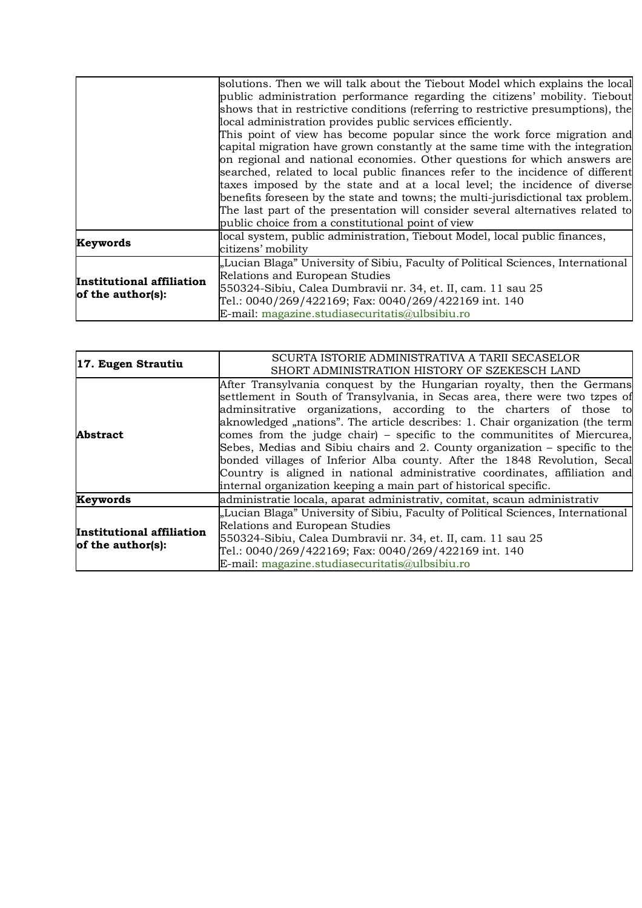| | |
|---|---|
| | solutions. Then we will talk about the Tiebout Model which explains the local public administration performance regarding the citizens' mobility. Tiebout shows that in restrictive conditions (referring to restrictive presumptions), the local administration provides public services efficiently.<br>This point of view has become popular since the work force migration and capital migration have grown constantly at the same time with the integration on regional and national economies. Other questions for which answers are searched, related to local public finances refer to the incidence of different taxes imposed by the state and at a local level; the incidence of diverse benefits foreseen by the state and towns; the multi-jurisdictional tax problem. The last part of the presentation will consider several alternatives related to public choice from a constitutional point of view |
| **Keywords** | local system, public administration, Tiebout Model, local public finances, citizens' mobility |
| **Institutional affiliation of the author(s):** | „Lucian Blaga" University of Sibiu, Faculty of Political Sciences, International Relations and European Studies<br>550324-Sibiu, Calea Dumbravii nr. 34, et. II, cam. 11 sau 25<br>Tel.: 0040/269/422169; Fax: 0040/269/422169 int. 140<br>E-mail: magazine.studiasecuritatis@ulbsibiu.ro |

| **17. Eugen Strautiu** | SCURTA ISTORIE ADMINISTRATIVA A TARII SECASELOR<br>SHORT ADMINISTRATION HISTORY OF SZEKESCH LAND |
|---|---|
| **Abstract** | After Transylvania conquest by the Hungarian royalty, then the Germans settlement in South of Transylvania, in Secas area, there were two tzpes of adminsitrative organizations, according to the charters of those to aknowledged „nations". The article describes: 1. Chair organization (the term comes from the judge chair) – specific to the communitites of Miercurea, Sebes, Medias and Sibiu chairs and 2. County organization – specific to the bonded villages of Inferior Alba county. After the 1848 Revolution, Secal Country is aligned in national administrative coordinates, affiliation and internal organization keeping a main part of historical specific. |
| **Keywords** | administratie locala, aparat administrativ, comitat, scaun administrativ |
| **Institutional affiliation of the author(s):** | „Lucian Blaga" University of Sibiu, Faculty of Political Sciences, International Relations and European Studies<br>550324-Sibiu, Calea Dumbravii nr. 34, et. II, cam. 11 sau 25<br>Tel.: 0040/269/422169; Fax: 0040/269/422169 int. 140<br>E-mail: magazine.studiasecuritatis@ulbsibiu.ro |